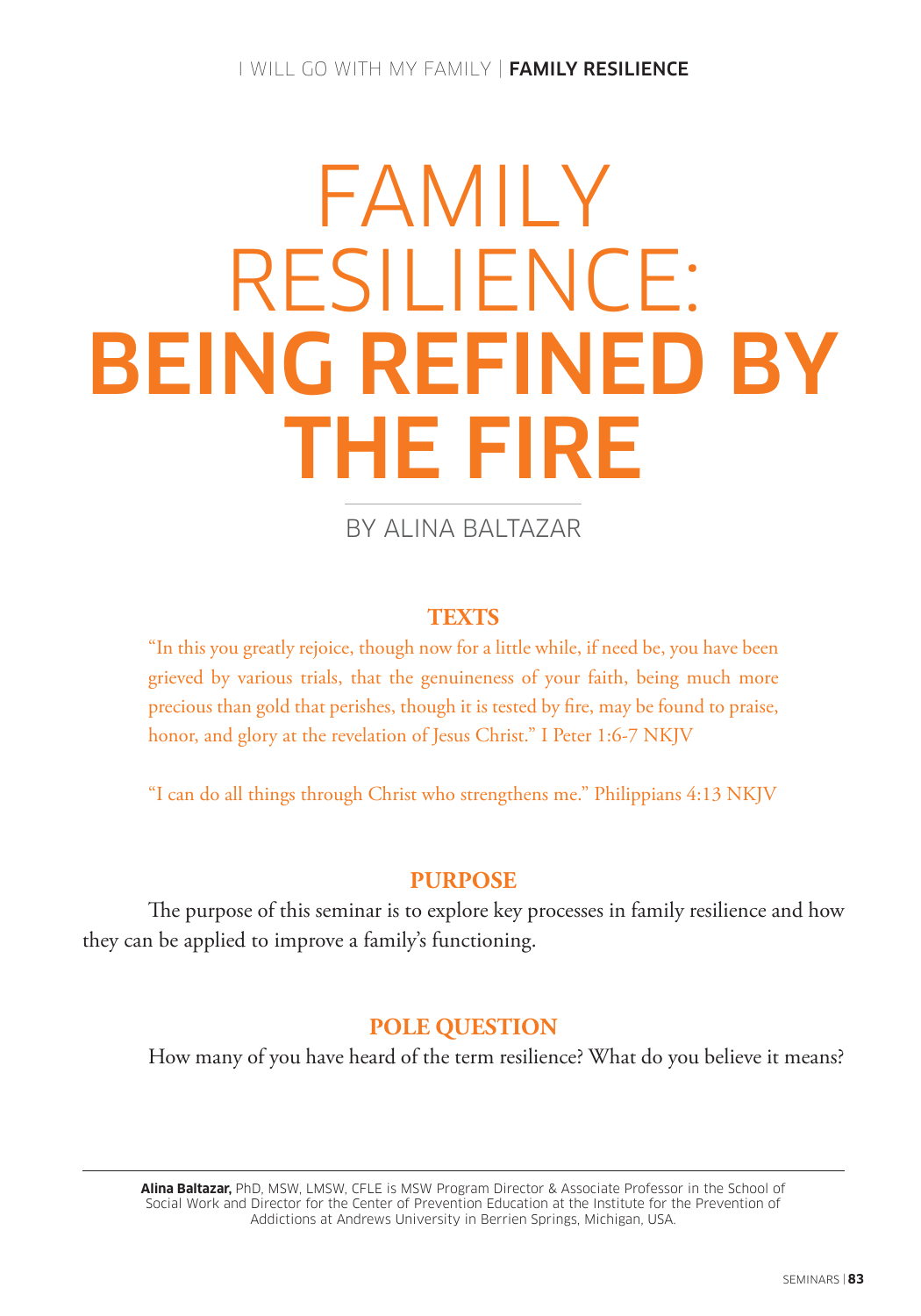# FAMILY RESILIENCE: BEING REFINED BY THE FIRE

BY ALINA BALTAZAR

## TEXTS

"In this you greatly rejoice, though now for a little while, if need be, you have been grieved by various trials, that the genuineness of your faith, being much more precious than gold that perishes, though it is tested by fire, may be found to praise, honor, and glory at the revelation of Jesus Christ." I Peter 1:6-7 NKJV

"I can do all things through Christ who strengthens me." Philippians 4:13 NKJV

## PURPOSE

The purpose of this seminar is to explore key processes in family resilience and how they can be applied to improve a family's functioning.

## POLE QUESTION

How many of you have heard of the term resilience? What do you believe it means?

---

**Alina Baltazar,** PhD, MSW, LMSW, CFLE is MSW Program Director & Associate Professor in the School of Social Work and Director for the Center of Prevention Education at the Institute for the Prevention of Addictions at Andrews University in Berrien Springs, Michigan, USA.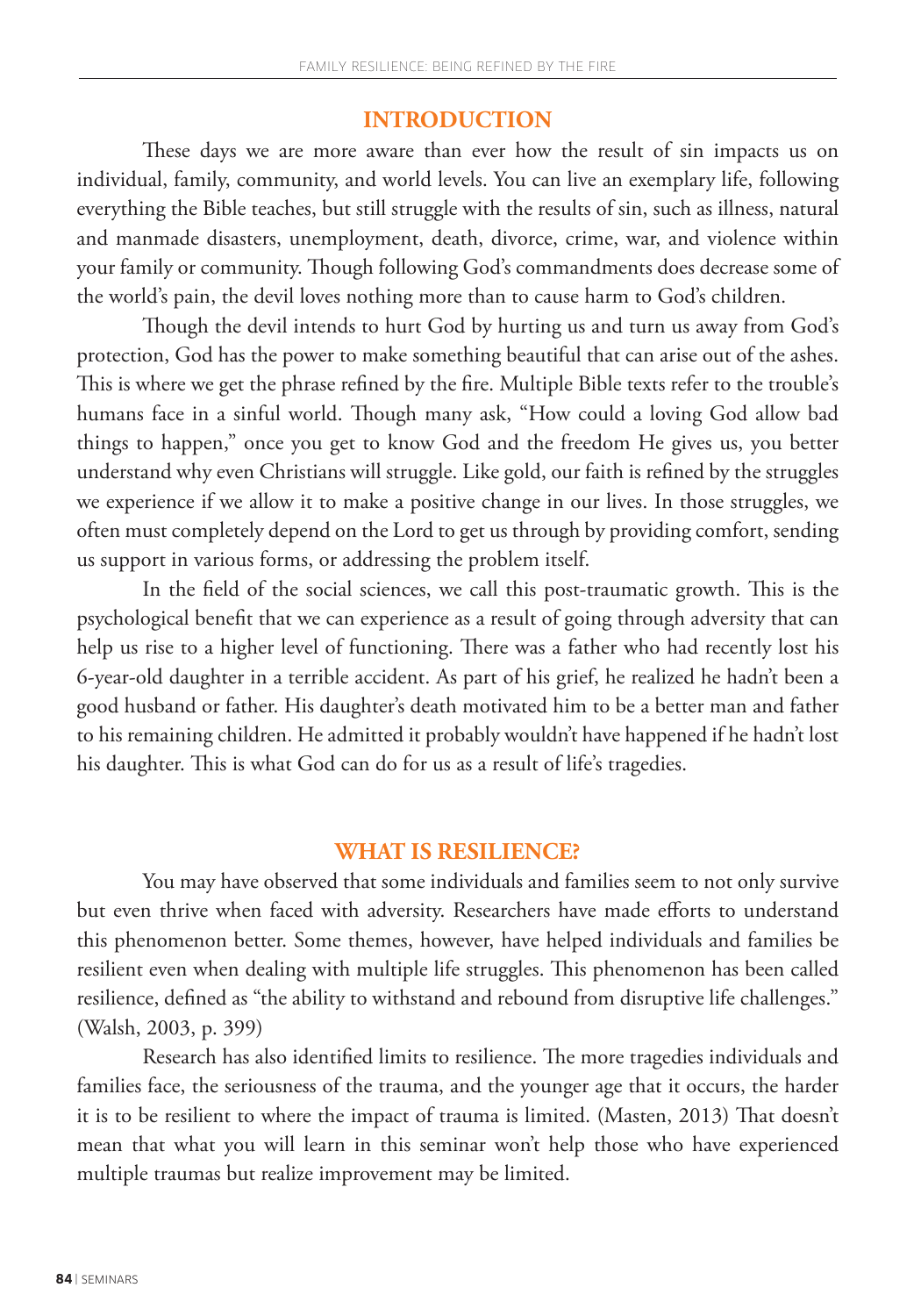## INTRODUCTION

These days we are more aware than ever how the result of sin impacts us on individual, family, community, and world levels. You can live an exemplary life, following everything the Bible teaches, but still struggle with the results of sin, such as illness, natural and manmade disasters, unemployment, death, divorce, crime, war, and violence within your family or community. Though following God's commandments does decrease some of the world's pain, the devil loves nothing more than to cause harm to God's children.

Though the devil intends to hurt God by hurting us and turn us away from God's protection, God has the power to make something beautiful that can arise out of the ashes. This is where we get the phrase refined by the fire. Multiple Bible texts refer to the trouble's humans face in a sinful world. Though many ask, "How could a loving God allow bad things to happen," once you get to know God and the freedom He gives us, you better understand why even Christians will struggle. Like gold, our faith is refined by the struggles we experience if we allow it to make a positive change in our lives. In those struggles, we often must completely depend on the Lord to get us through by providing comfort, sending us support in various forms, or addressing the problem itself.

In the field of the social sciences, we call this post-traumatic growth. This is the psychological benefit that we can experience as a result of going through adversity that can help us rise to a higher level of functioning. There was a father who had recently lost his 6-year-old daughter in a terrible accident. As part of his grief, he realized he hadn't been a good husband or father. His daughter's death motivated him to be a better man and father to his remaining children. He admitted it probably wouldn't have happened if he hadn't lost his daughter. This is what God can do for us as a result of life's tragedies.

## WHAT IS RESILIENCE?

You may have observed that some individuals and families seem to not only survive but even thrive when faced with adversity. Researchers have made efforts to understand this phenomenon better. Some themes, however, have helped individuals and families be resilient even when dealing with multiple life struggles. This phenomenon has been called resilience, defined as "the ability to withstand and rebound from disruptive life challenges." (Walsh, 2003, p. 399)

Research has also identified limits to resilience. The more tragedies individuals and families face, the seriousness of the trauma, and the younger age that it occurs, the harder it is to be resilient to where the impact of trauma is limited. (Masten, 2013) That doesn't mean that what you will learn in this seminar won't help those who have experienced multiple traumas but realize improvement may be limited.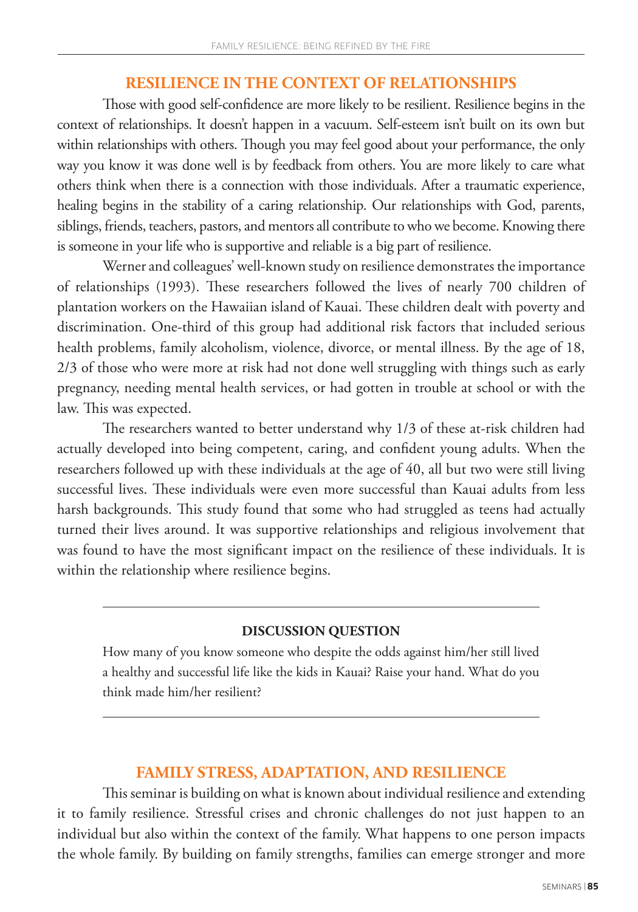## RESILIENCE IN THE CONTEXT OF RELATIONSHIPS

Those with good self-confidence are more likely to be resilient. Resilience begins in the context of relationships. It doesn't happen in a vacuum. Self-esteem isn't built on its own but within relationships with others. Though you may feel good about your performance, the only way you know it was done well is by feedback from others. You are more likely to care what others think when there is a connection with those individuals. After a traumatic experience, healing begins in the stability of a caring relationship. Our relationships with God, parents, siblings, friends, teachers, pastors, and mentors all contribute to who we become. Knowing there is someone in your life who is supportive and reliable is a big part of resilience.

Werner and colleagues' well-known study on resilience demonstrates the importance of relationships (1993). These researchers followed the lives of nearly 700 children of plantation workers on the Hawaiian island of Kauai. These children dealt with poverty and discrimination. One-third of this group had additional risk factors that included serious health problems, family alcoholism, violence, divorce, or mental illness. By the age of 18, 2/3 of those who were more at risk had not done well struggling with things such as early pregnancy, needing mental health services, or had gotten in trouble at school or with the law. This was expected.

The researchers wanted to better understand why 1/3 of these at-risk children had actually developed into being competent, caring, and confident young adults. When the researchers followed up with these individuals at the age of 40, all but two were still living successful lives. These individuals were even more successful than Kauai adults from less harsh backgrounds. This study found that some who had struggled as teens had actually turned their lives around. It was supportive relationships and religious involvement that was found to have the most significant impact on the resilience of these individuals. It is within the relationship where resilience begins.

---

**DISCUSSION QUESTION**

How many of you know someone who despite the odds against him/her still lived a healthy and successful life like the kids in Kauai? Raise your hand. What do you think made him/her resilient?

---

## FAMILY STRESS, ADAPTATION, AND RESILIENCE

This seminar is building on what is known about individual resilience and extending it to family resilience. Stressful crises and chronic challenges do not just happen to an individual but also within the context of the family. What happens to one person impacts the whole family. By building on family strengths, families can emerge stronger and more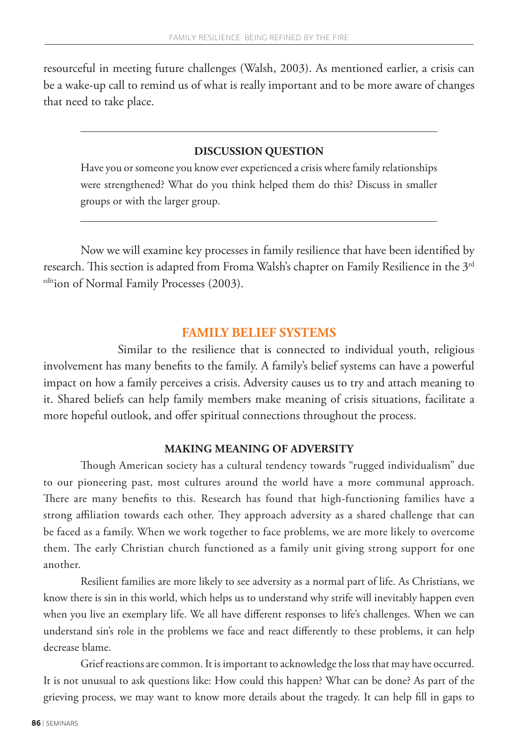resourceful in meeting future challenges (Walsh, 2003). As mentioned earlier, a crisis can be a wake-up call to remind us of what is really important and to be more aware of changes that need to take place.

---

**DISCUSSION QUESTION**

Have you or someone you know ever experienced a crisis where family relationships were strengthened? What do you think helped them do this? Discuss in smaller groups or with the larger group.

---

Now we will examine key processes in family resilience that have been identified by research. This section is adapted from Froma Walsh's chapter on Family Resilience in the 3rd edition of Normal Family Processes (2003).

## FAMILY BELIEF SYSTEMS

Similar to the resilience that is connected to individual youth, religious involvement has many benefits to the family. A family's belief systems can have a powerful impact on how a family perceives a crisis. Adversity causes us to try and attach meaning to it. Shared beliefs can help family members make meaning of crisis situations, facilitate a more hopeful outlook, and offer spiritual connections throughout the process.

### MAKING MEANING OF ADVERSITY

Though American society has a cultural tendency towards "rugged individualism" due to our pioneering past, most cultures around the world have a more communal approach. There are many benefits to this. Research has found that high-functioning families have a strong affiliation towards each other. They approach adversity as a shared challenge that can be faced as a family. When we work together to face problems, we are more likely to overcome them. The early Christian church functioned as a family unit giving strong support for one another.

Resilient families are more likely to see adversity as a normal part of life. As Christians, we know there is sin in this world, which helps us to understand why strife will inevitably happen even when you live an exemplary life. We all have different responses to life's challenges. When we can understand sin's role in the problems we face and react differently to these problems, it can help decrease blame.

Grief reactions are common. It is important to acknowledge the loss that may have occurred. It is not unusual to ask questions like: How could this happen? What can be done? As part of the grieving process, we may want to know more details about the tragedy. It can help fill in gaps to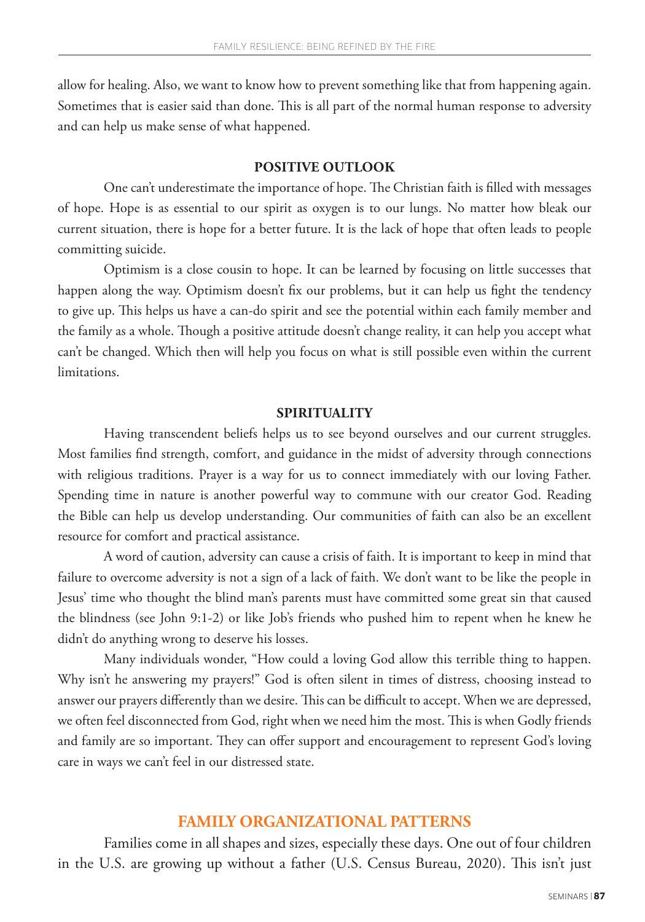allow for healing. Also, we want to know how to prevent something like that from happening again. Sometimes that is easier said than done. This is all part of the normal human response to adversity and can help us make sense of what happened.

### POSITIVE OUTLOOK

One can't underestimate the importance of hope. The Christian faith is filled with messages of hope. Hope is as essential to our spirit as oxygen is to our lungs. No matter how bleak our current situation, there is hope for a better future. It is the lack of hope that often leads to people committing suicide.

Optimism is a close cousin to hope. It can be learned by focusing on little successes that happen along the way. Optimism doesn't fix our problems, but it can help us fight the tendency to give up. This helps us have a can-do spirit and see the potential within each family member and the family as a whole. Though a positive attitude doesn't change reality, it can help you accept what can't be changed. Which then will help you focus on what is still possible even within the current limitations.

### SPIRITUALITY

Having transcendent beliefs helps us to see beyond ourselves and our current struggles. Most families find strength, comfort, and guidance in the midst of adversity through connections with religious traditions. Prayer is a way for us to connect immediately with our loving Father. Spending time in nature is another powerful way to commune with our creator God. Reading the Bible can help us develop understanding. Our communities of faith can also be an excellent resource for comfort and practical assistance.

A word of caution, adversity can cause a crisis of faith. It is important to keep in mind that failure to overcome adversity is not a sign of a lack of faith. We don't want to be like the people in Jesus' time who thought the blind man's parents must have committed some great sin that caused the blindness (see John 9:1-2) or like Job's friends who pushed him to repent when he knew he didn't do anything wrong to deserve his losses.

Many individuals wonder, "How could a loving God allow this terrible thing to happen. Why isn't he answering my prayers!" God is often silent in times of distress, choosing instead to answer our prayers differently than we desire. This can be difficult to accept. When we are depressed, we often feel disconnected from God, right when we need him the most. This is when Godly friends and family are so important. They can offer support and encouragement to represent God's loving care in ways we can't feel in our distressed state.

## FAMILY ORGANIZATIONAL PATTERNS

Families come in all shapes and sizes, especially these days. One out of four children in the U.S. are growing up without a father (U.S. Census Bureau, 2020). This isn't just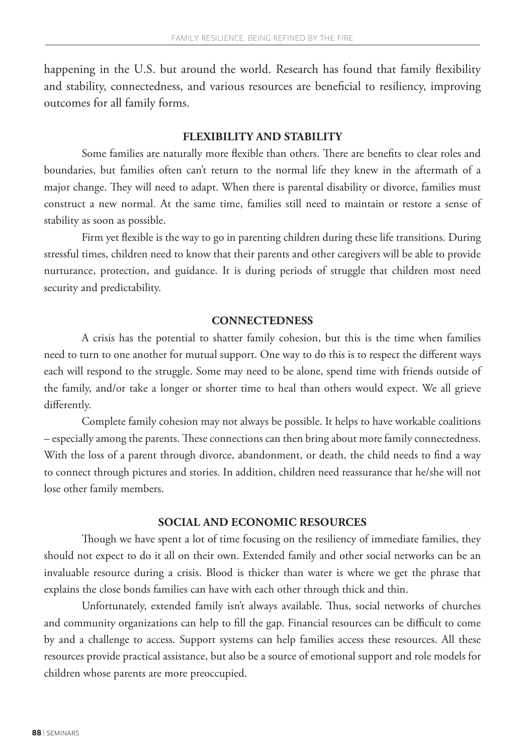happening in the U.S. but around the world. Research has found that family flexibility and stability, connectedness, and various resources are beneficial to resiliency, improving outcomes for all family forms.

### FLEXIBILITY AND STABILITY

Some families are naturally more flexible than others. There are benefits to clear roles and boundaries, but families often can't return to the normal life they knew in the aftermath of a major change. They will need to adapt. When there is parental disability or divorce, families must construct a new normal. At the same time, families still need to maintain or restore a sense of stability as soon as possible.

Firm yet flexible is the way to go in parenting children during these life transitions. During stressful times, children need to know that their parents and other caregivers will be able to provide nurturance, protection, and guidance. It is during periods of struggle that children most need security and predictability.

### CONNECTEDNESS

A crisis has the potential to shatter family cohesion, but this is the time when families need to turn to one another for mutual support. One way to do this is to respect the different ways each will respond to the struggle. Some may need to be alone, spend time with friends outside of the family, and/or take a longer or shorter time to heal than others would expect. We all grieve differently.

Complete family cohesion may not always be possible. It helps to have workable coalitions – especially among the parents. These connections can then bring about more family connectedness. With the loss of a parent through divorce, abandonment, or death, the child needs to find a way to connect through pictures and stories. In addition, children need reassurance that he/she will not lose other family members.

### SOCIAL AND ECONOMIC RESOURCES

Though we have spent a lot of time focusing on the resiliency of immediate families, they should not expect to do it all on their own. Extended family and other social networks can be an invaluable resource during a crisis. Blood is thicker than water is where we get the phrase that explains the close bonds families can have with each other through thick and thin.

Unfortunately, extended family isn't always available. Thus, social networks of churches and community organizations can help to fill the gap. Financial resources can be difficult to come by and a challenge to access. Support systems can help families access these resources. All these resources provide practical assistance, but also be a source of emotional support and role models for children whose parents are more preoccupied.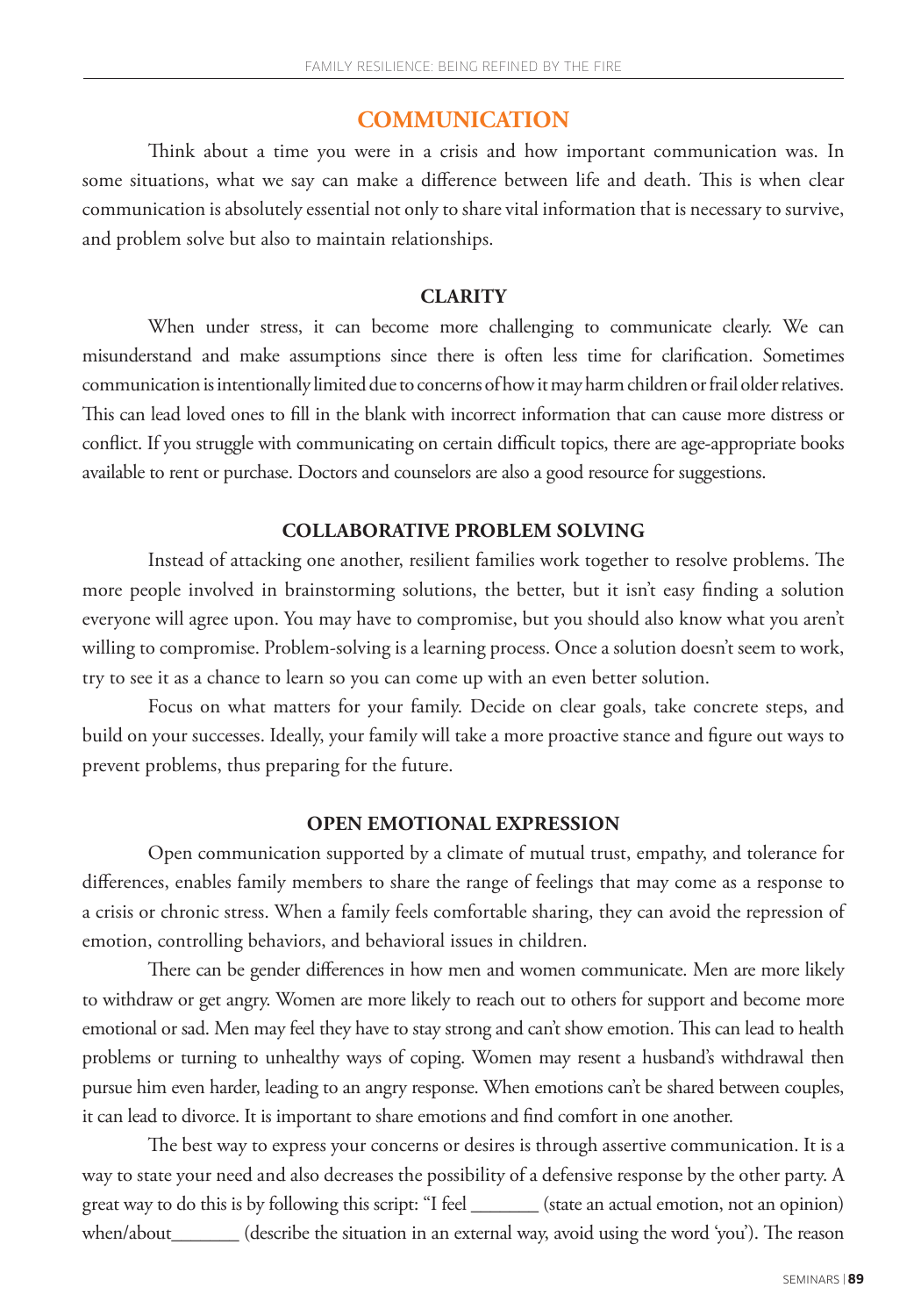## COMMUNICATION

Think about a time you were in a crisis and how important communication was. In some situations, what we say can make a difference between life and death. This is when clear communication is absolutely essential not only to share vital information that is necessary to survive, and problem solve but also to maintain relationships.

### CLARITY

When under stress, it can become more challenging to communicate clearly. We can misunderstand and make assumptions since there is often less time for clarification. Sometimes communication is intentionally limited due to concerns of how it may harm children or frail older relatives. This can lead loved ones to fill in the blank with incorrect information that can cause more distress or conflict. If you struggle with communicating on certain difficult topics, there are age-appropriate books available to rent or purchase. Doctors and counselors are also a good resource for suggestions.

### COLLABORATIVE PROBLEM SOLVING

Instead of attacking one another, resilient families work together to resolve problems. The more people involved in brainstorming solutions, the better, but it isn't easy finding a solution everyone will agree upon. You may have to compromise, but you should also know what you aren't willing to compromise. Problem-solving is a learning process. Once a solution doesn't seem to work, try to see it as a chance to learn so you can come up with an even better solution.

Focus on what matters for your family. Decide on clear goals, take concrete steps, and build on your successes. Ideally, your family will take a more proactive stance and figure out ways to prevent problems, thus preparing for the future.

### OPEN EMOTIONAL EXPRESSION

Open communication supported by a climate of mutual trust, empathy, and tolerance for differences, enables family members to share the range of feelings that may come as a response to a crisis or chronic stress. When a family feels comfortable sharing, they can avoid the repression of emotion, controlling behaviors, and behavioral issues in children.

There can be gender differences in how men and women communicate. Men are more likely to withdraw or get angry. Women are more likely to reach out to others for support and become more emotional or sad. Men may feel they have to stay strong and can't show emotion. This can lead to health problems or turning to unhealthy ways of coping. Women may resent a husband's withdrawal then pursue him even harder, leading to an angry response. When emotions can't be shared between couples, it can lead to divorce. It is important to share emotions and find comfort in one another.

The best way to express your concerns or desires is through assertive communication. It is a way to state your need and also decreases the possibility of a defensive response by the other party. A great way to do this is by following this script: "I feel _______ (state an actual emotion, not an opinion) when/about_______ (describe the situation in an external way, avoid using the word 'you'). The reason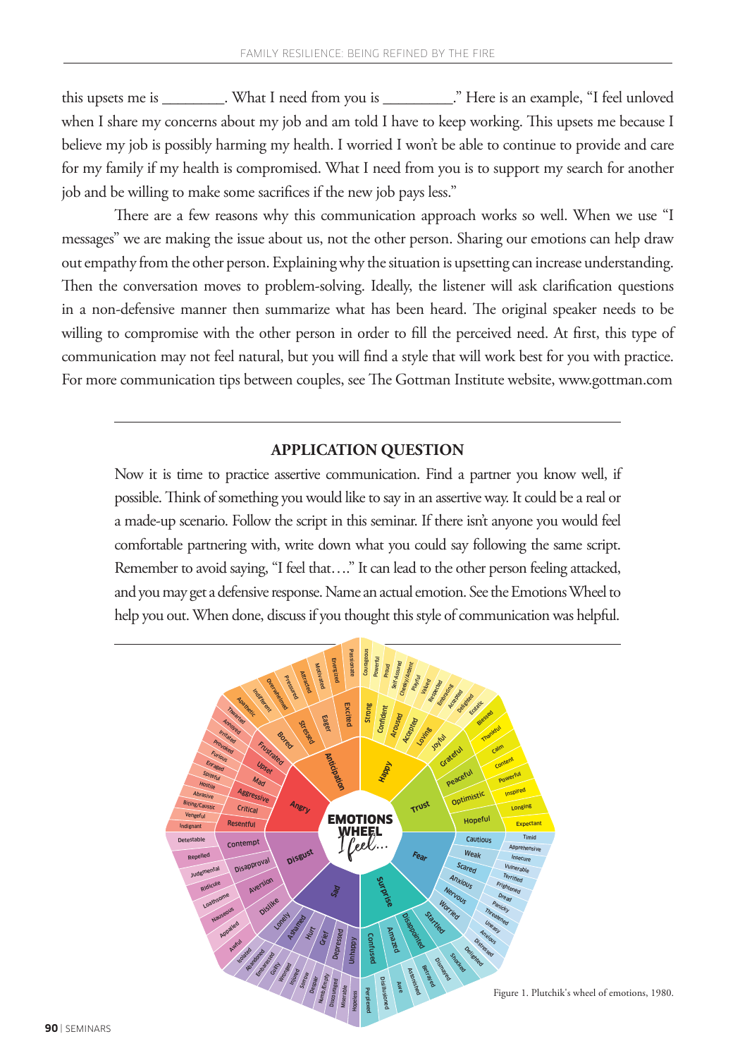this upsets me is ________. What I need from you is _________." Here is an example, "I feel unloved when I share my concerns about my job and am told I have to keep working. This upsets me because I believe my job is possibly harming my health. I worried I won't be able to continue to provide and care for my family if my health is compromised. What I need from you is to support my search for another job and be willing to make some sacrifices if the new job pays less."

There are a few reasons why this communication approach works so well. When we use "I messages" we are making the issue about us, not the other person. Sharing our emotions can help draw out empathy from the other person. Explaining why the situation is upsetting can increase understanding. Then the conversation moves to problem-solving. Ideally, the listener will ask clarification questions in a non-defensive manner then summarize what has been heard. The original speaker needs to be willing to compromise with the other person in order to fill the perceived need. At first, this type of communication may not feel natural, but you will find a style that will work best for you with practice. For more communication tips between couples, see The Gottman Institute website, www.gottman.com

---

## APPLICATION QUESTION

Now it is time to practice assertive communication. Find a partner you know well, if possible. Think of something you would like to say in an assertive way. It could be a real or a made-up scenario. Follow the script in this seminar. If there isn't anyone you would feel comfortable partnering with, write down what you could say following the same script. Remember to avoid saying, "I feel that…." It can lead to the other person feeling attacked, and you may get a defensive response. Name an actual emotion. See the Emotions Wheel to help you out. When done, discuss if you thought this style of communication was helpful.

---

Figure 1. Plutchik's wheel of emotions, 1980.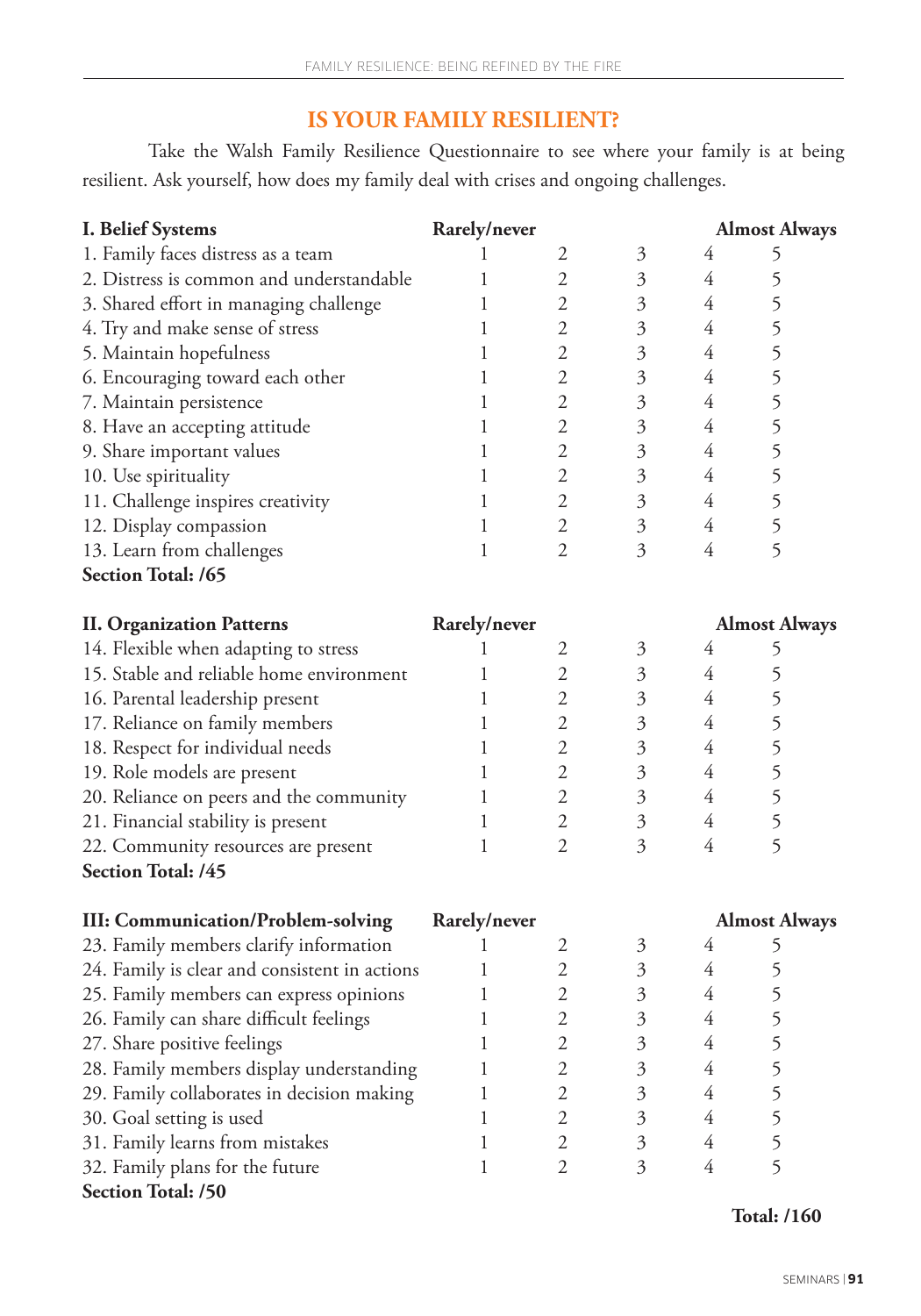## IS YOUR FAMILY RESILIENT?

Take the Walsh Family Resilience Questionnaire to see where your family is at being resilient. Ask yourself, how does my family deal with crises and ongoing challenges.

| **I. Belief Systems** | **Rarely/never** | | | | **Almost Always** |
|---|---|---|---|---|---|
| 1. Family faces distress as a team | 1 | 2 | 3 | 4 | 5 |
| 2. Distress is common and understandable | 1 | 2 | 3 | 4 | 5 |
| 3. Shared effort in managing challenge | 1 | 2 | 3 | 4 | 5 |
| 4. Try and make sense of stress | 1 | 2 | 3 | 4 | 5 |
| 5. Maintain hopefulness | 1 | 2 | 3 | 4 | 5 |
| 6. Encouraging toward each other | 1 | 2 | 3 | 4 | 5 |
| 7. Maintain persistence | 1 | 2 | 3 | 4 | 5 |
| 8. Have an accepting attitude | 1 | 2 | 3 | 4 | 5 |
| 9. Share important values | 1 | 2 | 3 | 4 | 5 |
| 10. Use spirituality | 1 | 2 | 3 | 4 | 5 |
| 11. Challenge inspires creativity | 1 | 2 | 3 | 4 | 5 |
| 12. Display compassion | 1 | 2 | 3 | 4 | 5 |
| 13. Learn from challenges | 1 | 2 | 3 | 4 | 5 |
| **Section Total: /65** | | | | | |

| **II. Organization Patterns** | **Rarely/never** | | | | **Almost Always** |
|---|---|---|---|---|---|
| 14. Flexible when adapting to stress | 1 | 2 | 3 | 4 | 5 |
| 15. Stable and reliable home environment | 1 | 2 | 3 | 4 | 5 |
| 16. Parental leadership present | 1 | 2 | 3 | 4 | 5 |
| 17. Reliance on family members | 1 | 2 | 3 | 4 | 5 |
| 18. Respect for individual needs | 1 | 2 | 3 | 4 | 5 |
| 19. Role models are present | 1 | 2 | 3 | 4 | 5 |
| 20. Reliance on peers and the community | 1 | 2 | 3 | 4 | 5 |
| 21. Financial stability is present | 1 | 2 | 3 | 4 | 5 |
| 22. Community resources are present | 1 | 2 | 3 | 4 | 5 |
| **Section Total: /45** | | | | | |

| **III: Communication/Problem-solving** | **Rarely/never** | | | | **Almost Always** |
|---|---|---|---|---|---|
| 23. Family members clarify information | 1 | 2 | 3 | 4 | 5 |
| 24. Family is clear and consistent in actions | 1 | 2 | 3 | 4 | 5 |
| 25. Family members can express opinions | 1 | 2 | 3 | 4 | 5 |
| 26. Family can share difficult feelings | 1 | 2 | 3 | 4 | 5 |
| 27. Share positive feelings | 1 | 2 | 3 | 4 | 5 |
| 28. Family members display understanding | 1 | 2 | 3 | 4 | 5 |
| 29. Family collaborates in decision making | 1 | 2 | 3 | 4 | 5 |
| 30. Goal setting is used | 1 | 2 | 3 | 4 | 5 |
| 31. Family learns from mistakes | 1 | 2 | 3 | 4 | 5 |
| 32. Family plans for the future | 1 | 2 | 3 | 4 | 5 |
| **Section Total: /50** | | | | | |

**Total: /160**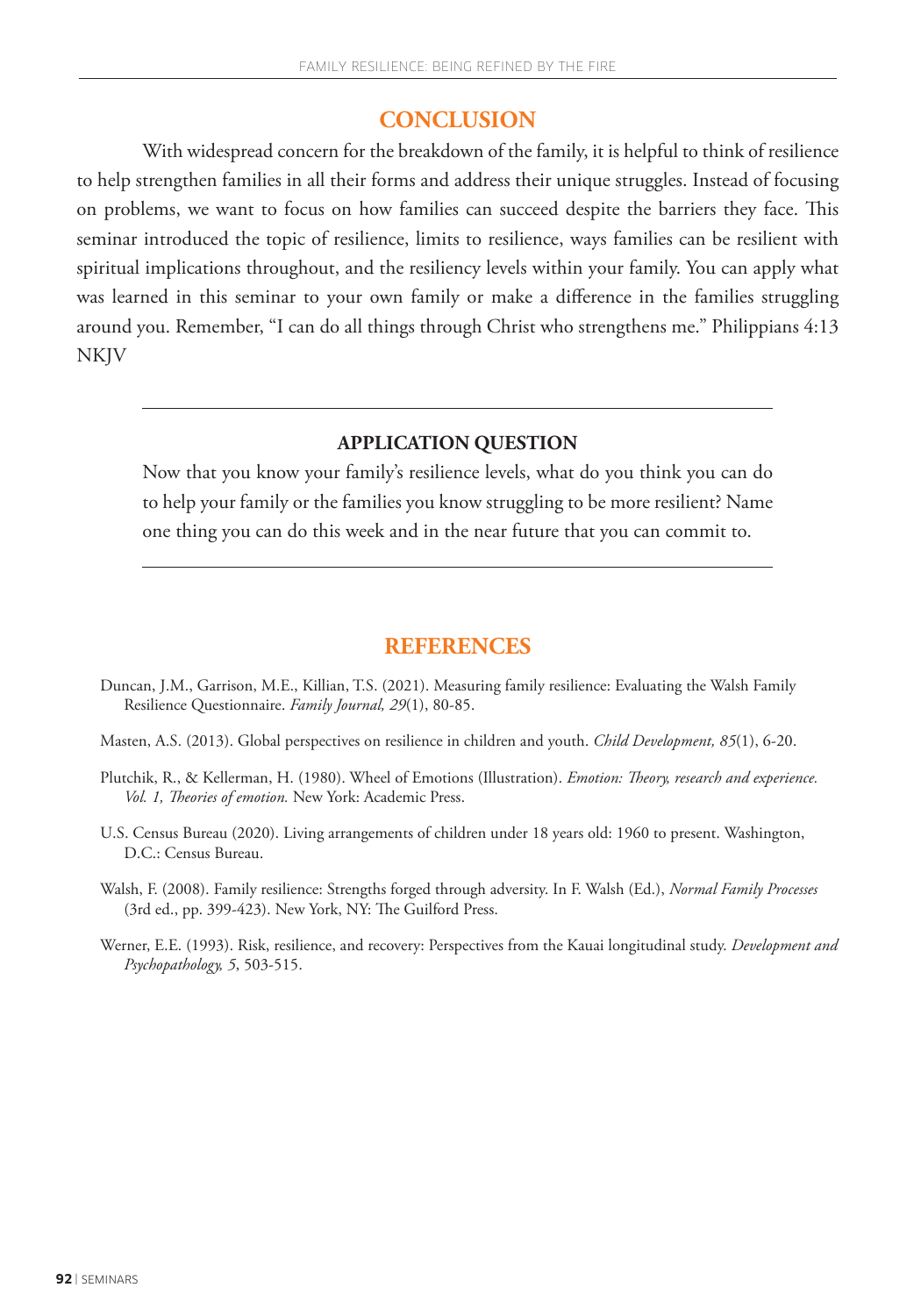## CONCLUSION

With widespread concern for the breakdown of the family, it is helpful to think of resilience to help strengthen families in all their forms and address their unique struggles. Instead of focusing on problems, we want to focus on how families can succeed despite the barriers they face. This seminar introduced the topic of resilience, limits to resilience, ways families can be resilient with spiritual implications throughout, and the resiliency levels within your family. You can apply what was learned in this seminar to your own family or make a difference in the families struggling around you. Remember, "I can do all things through Christ who strengthens me." Philippians 4:13 NKJV

---

**APPLICATION QUESTION**

Now that you know your family's resilience levels, what do you think you can do to help your family or the families you know struggling to be more resilient? Name one thing you can do this week and in the near future that you can commit to.

---

## REFERENCES

Duncan, J.M., Garrison, M.E., Killian, T.S. (2021). Measuring family resilience: Evaluating the Walsh Family Resilience Questionnaire. *Family Journal, 29*(1), 80-85.

Masten, A.S. (2013). Global perspectives on resilience in children and youth. *Child Development, 85*(1), 6-20.

Plutchik, R., & Kellerman, H. (1980). Wheel of Emotions (Illustration). *Emotion: Theory, research and experience. Vol. 1, Theories of emotion.* New York: Academic Press.

U.S. Census Bureau (2020). Living arrangements of children under 18 years old: 1960 to present. Washington, D.C.: Census Bureau.

Walsh, F. (2008). Family resilience: Strengths forged through adversity. In F. Walsh (Ed.), *Normal Family Processes* (3rd ed., pp. 399-423). New York, NY: The Guilford Press.

Werner, E.E. (1993). Risk, resilience, and recovery: Perspectives from the Kauai longitudinal study. *Development and Psychopathology, 5*, 503-515.